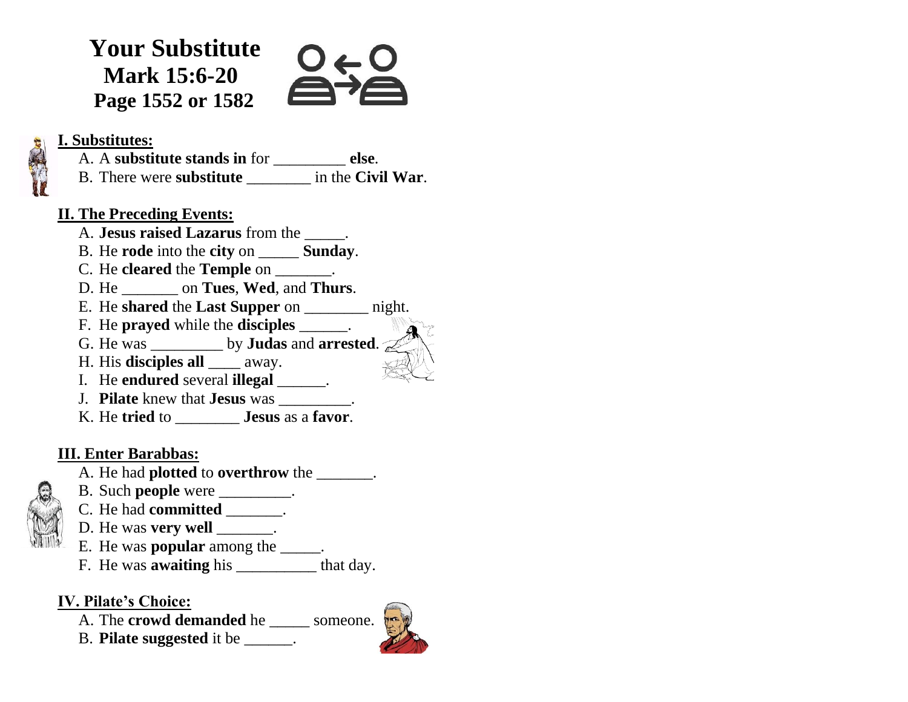# Your Substitute
## Mark 15:6-20
## Page 1552 or 1582

**I. Substitutes:**

A. A **substitute stands in** for _________ **else**.
B. There were **substitute** ________ in the **Civil War**.

**II. The Preceding Events:**

A. **Jesus raised Lazarus** from the _____.
B. He **rode** into the **city** on _____ **Sunday**.
C. He **cleared** the **Temple** on _______.
D. He _______ on **Tues**, **Wed**, and **Thurs**.
E. He **shared** the **Last Supper** on ________ night.
F. He **prayed** while the **disciples** ______.
G. He was _________ by **Judas** and **arrested**.
H. His **disciples all** ____ away.
I. He **endured** several **illegal** ______.
J. **Pilate** knew that **Jesus** was _________.
K. He **tried** to ________ **Jesus** as a **favor**.

**III. Enter Barabbas:**

A. He had **plotted** to **overthrow** the _______.
B. Such **people** were _________.
C. He had **committed** _______.
D. He was **very well** _______.
E. He was **popular** among the _____.
F. He was **awaiting** his __________ that day.

**IV. Pilate's Choice:**

A. The **crowd demanded** he _____ someone.
B. **Pilate suggested** it be ______.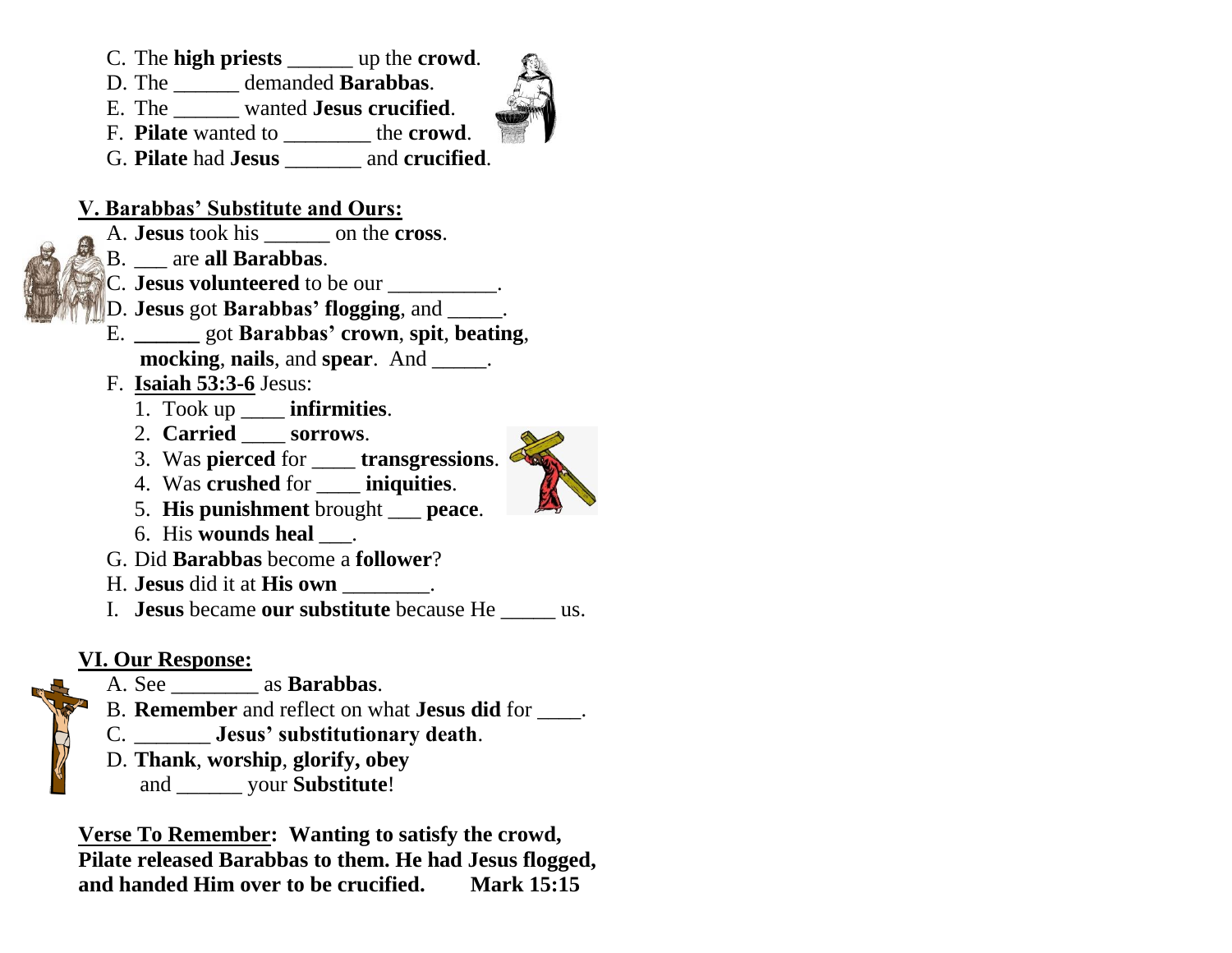C. The **high priests** ______ up the **crowd**.
D. The ______ demanded **Barabbas**.
E. The ______ wanted **Jesus crucified**.
F. **Pilate** wanted to ________ the **crowd**.
G. **Pilate** had **Jesus** _______ and **crucified**.

## V. Barabbas' Substitute and Ours:

A. **Jesus** took his ______ on the **cross**.
B. ___ are **all Barabbas**.
C. **Jesus volunteered** to be our __________.
D. **Jesus** got **Barabbas' flogging**, and _____.
E. **______** got **Barabbas' crown**, **spit**, **beating**, **mocking**, **nails**, and **spear**. And _____.
F. **Isaiah 53:3-6** Jesus:
   1. Took up ____ **infirmities**.
   2. **Carried** ____ **sorrows**.
   3. Was **pierced** for ____ **transgressions**.
   4. Was **crushed** for ____ **iniquities**.
   5. **His punishment** brought ___ **peace**.
   6. His **wounds heal** ___.
G. Did **Barabbas** become a **follower**?
H. **Jesus** did it at **His own** ________.
I. **Jesus** became **our substitute** because He _____ us.

## VI. Our Response:

A. See ________ as **Barabbas**.
B. **Remember** and reflect on what **Jesus did** for ____.
C. _______ **Jesus' substitutionary death**.
D. **Thank**, **worship**, **glorify, obey** and ______ your **Substitute**!

**Verse To Remember: Wanting to satisfy the crowd, Pilate released Barabbas to them. He had Jesus flogged, and handed Him over to be crucified. Mark 15:15**